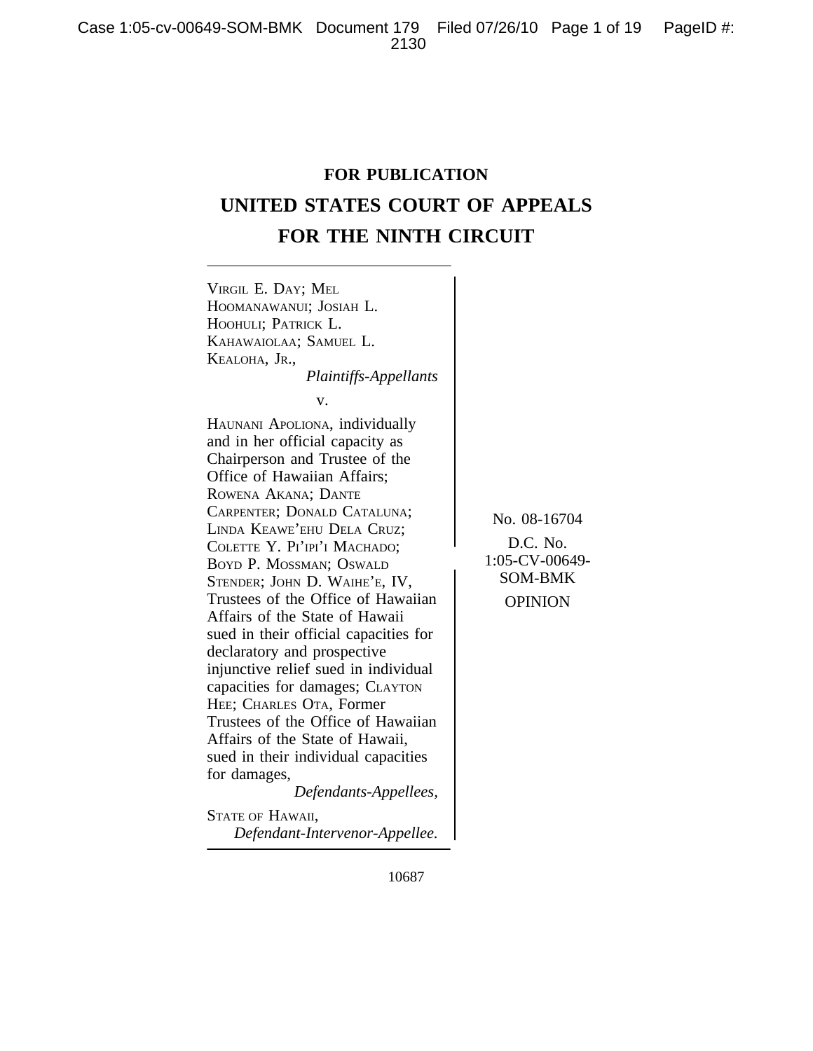**FOR PUBLICATION**

# UNITED STATES COURT OF APPEALS FOR THE NINTH CIRCUIT

VIRGIL E. DAY; MEL HOOMANAWANUI; JOSIAH L. HOOHULI; PATRICK L. KAHAWAIOLAA; SAMUEL L. KEALOHA, JR.,
*Plaintiffs-Appellants*

v.

HAUNANI APOLIONA, individually and in her official capacity as Chairperson and Trustee of the Office of Hawaiian Affairs; ROWENA AKANA; DANTE CARPENTER; DONALD CATALUNA; LINDA KEAWE'EHU DELA CRUZ; COLETTE Y. PI'IPI'I MACHADO; BOYD P. MOSSMAN; OSWALD STENDER; JOHN D. WAIHE'E, IV, Trustees of the Office of Hawaiian Affairs of the State of Hawaii sued in their official capacities for declaratory and prospective injunctive relief sued in individual capacities for damages; CLAYTON HEE; CHARLES OTA, Former Trustees of the Office of Hawaiian Affairs of the State of Hawaii, sued in their individual capacities for damages,
*Defendants-Appellees,*

STATE OF HAWAII,
*Defendant-Intervenor-Appellee.*

No. 08-16704

D.C. No. 1:05-CV-00649-SOM-BMK

OPINION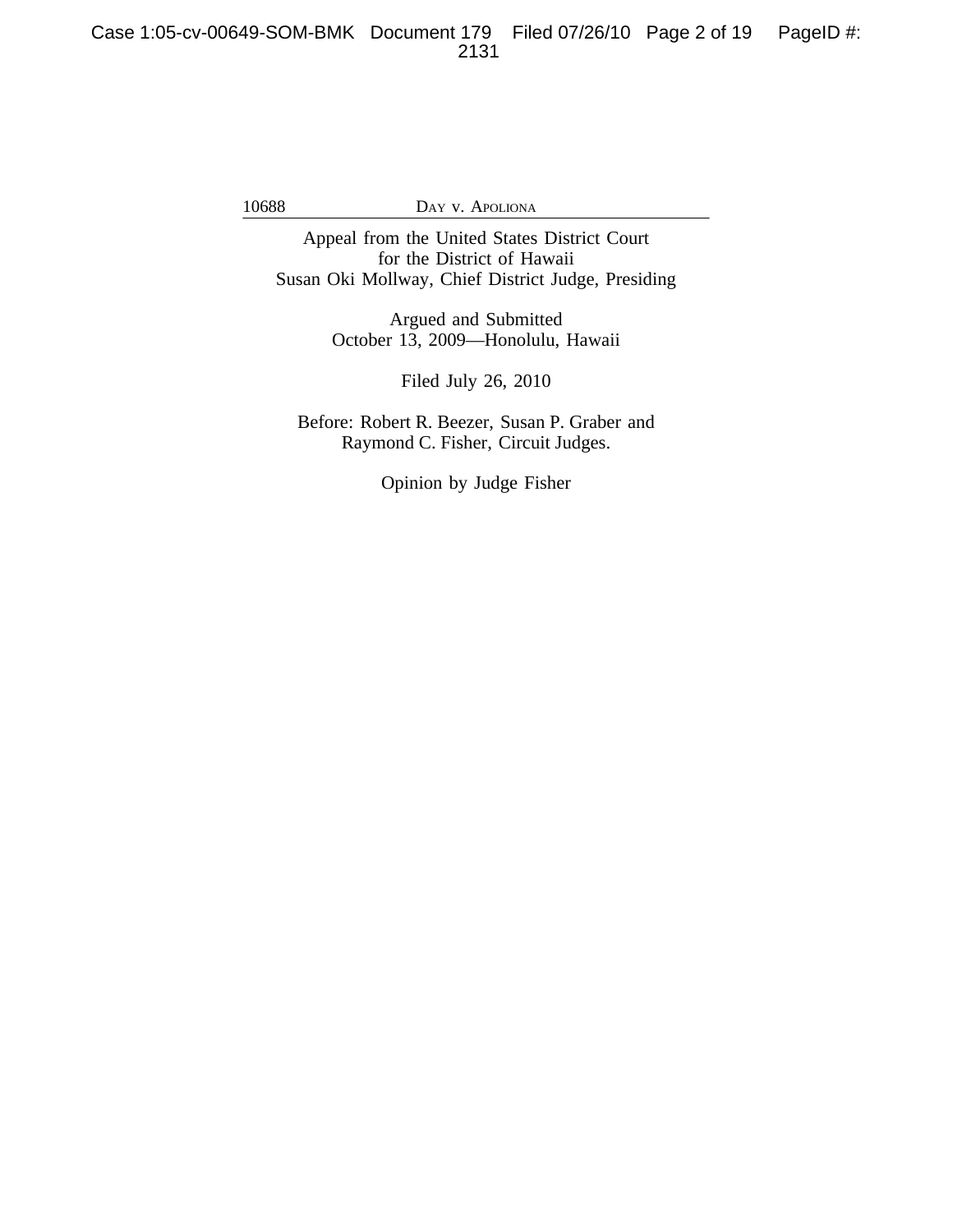Appeal from the United States District Court
for the District of Hawaii
Susan Oki Mollway, Chief District Judge, Presiding

Argued and Submitted
October 13, 2009—Honolulu, Hawaii

Filed July 26, 2010

Before: Robert R. Beezer, Susan P. Graber and
Raymond C. Fisher, Circuit Judges.

Opinion by Judge Fisher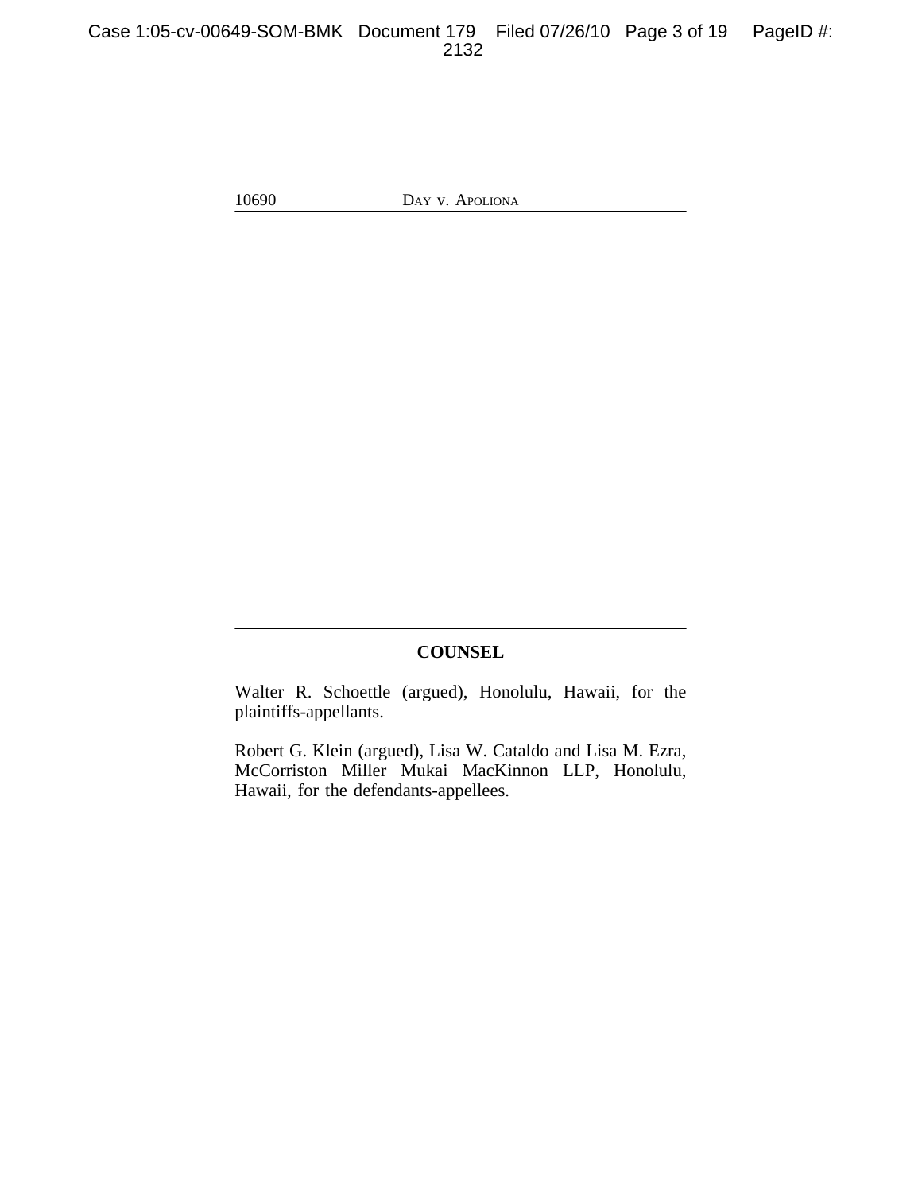## COUNSEL

Walter R. Schoettle (argued), Honolulu, Hawaii, for the plaintiffs-appellants.

Robert G. Klein (argued), Lisa W. Cataldo and Lisa M. Ezra, McCorriston Miller Mukai MacKinnon LLP, Honolulu, Hawaii, for the defendants-appellees.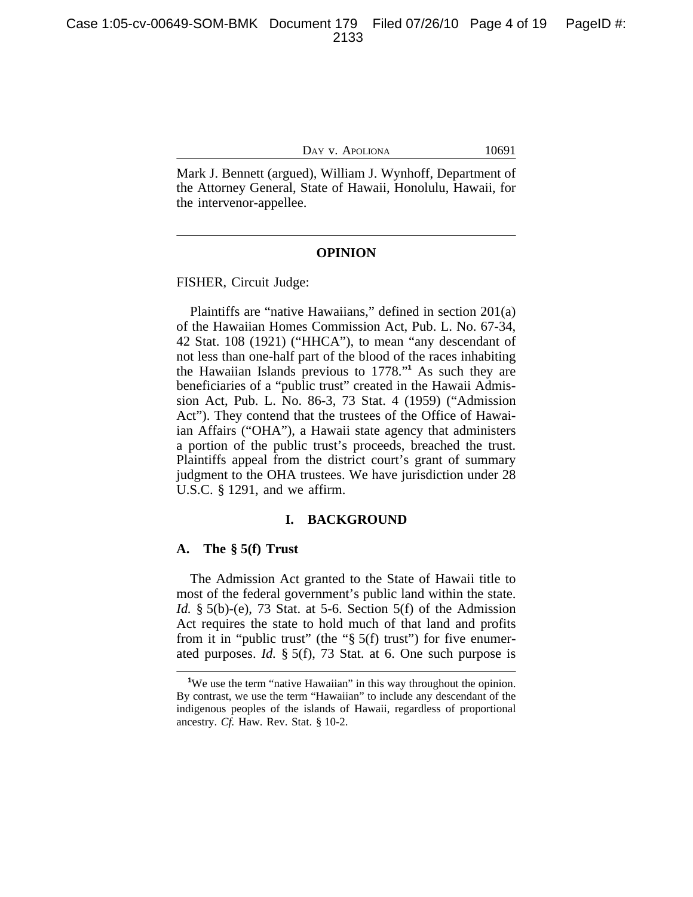Mark J. Bennett (argued), William J. Wynhoff, Department of the Attorney General, State of Hawaii, Honolulu, Hawaii, for the intervenor-appellee.

---

## OPINION

FISHER, Circuit Judge:

Plaintiffs are "native Hawaiians," defined in section 201(a) of the Hawaiian Homes Commission Act, Pub. L. No. 67-34, 42 Stat. 108 (1921) ("HHCA"), to mean "any descendant of not less than one-half part of the blood of the races inhabiting the Hawaiian Islands previous to 1778."[1] As such they are beneficiaries of a "public trust" created in the Hawaii Admission Act, Pub. L. No. 86-3, 73 Stat. 4 (1959) ("Admission Act"). They contend that the trustees of the Office of Hawaiian Affairs ("OHA"), a Hawaii state agency that administers a portion of the public trust's proceeds, breached the trust. Plaintiffs appeal from the district court's grant of summary judgment to the OHA trustees. We have jurisdiction under 28 U.S.C. § 1291, and we affirm.

## I. BACKGROUND

### A. The § 5(f) Trust

The Admission Act granted to the State of Hawaii title to most of the federal government's public land within the state. *Id.* § 5(b)-(e), 73 Stat. at 5-6. Section 5(f) of the Admission Act requires the state to hold much of that land and profits from it in "public trust" (the "§ 5(f) trust") for five enumerated purposes. *Id.* § 5(f), 73 Stat. at 6. One such purpose is

---

[1] We use the term "native Hawaiian" in this way throughout the opinion. By contrast, we use the term "Hawaiian" to include any descendant of the indigenous peoples of the islands of Hawaii, regardless of proportional ancestry. *Cf.* Haw. Rev. Stat. § 10-2.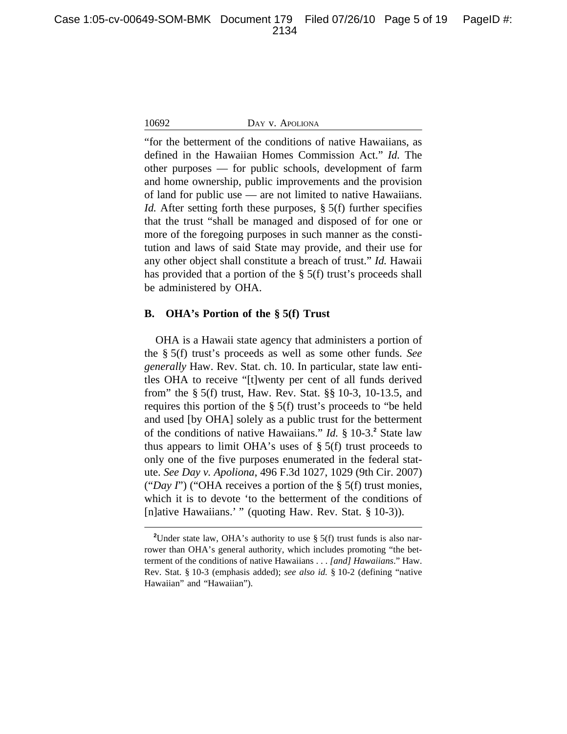"for the betterment of the conditions of native Hawaiians, as defined in the Hawaiian Homes Commission Act." *Id.* The other purposes — for public schools, development of farm and home ownership, public improvements and the provision of land for public use — are not limited to native Hawaiians. *Id.* After setting forth these purposes, § 5(f) further specifies that the trust "shall be managed and disposed of for one or more of the foregoing purposes in such manner as the constitution and laws of said State may provide, and their use for any other object shall constitute a breach of trust." *Id.* Hawaii has provided that a portion of the § 5(f) trust's proceeds shall be administered by OHA.

### B. OHA's Portion of the § 5(f) Trust

OHA is a Hawaii state agency that administers a portion of the § 5(f) trust's proceeds as well as some other funds. *See generally* Haw. Rev. Stat. ch. 10. In particular, state law entitles OHA to receive "[t]wenty per cent of all funds derived from" the § 5(f) trust, Haw. Rev. Stat. §§ 10-3, 10-13.5, and requires this portion of the § 5(f) trust's proceeds to "be held and used [by OHA] solely as a public trust for the betterment of the conditions of native Hawaiians." *Id.* § 10-3.[2] State law thus appears to limit OHA's uses of § 5(f) trust proceeds to only one of the five purposes enumerated in the federal statute. *See Day v. Apoliona*, 496 F.3d 1027, 1029 (9th Cir. 2007) ("*Day I*") ("OHA receives a portion of the § 5(f) trust monies, which it is to devote 'to the betterment of the conditions of [n]ative Hawaiians.' " (quoting Haw. Rev. Stat. § 10-3)).

---

[2]Under state law, OHA's authority to use § 5(f) trust funds is also narrower than OHA's general authority, which includes promoting "the betterment of the conditions of native Hawaiians . . . *[and] Hawaiians*." Haw. Rev. Stat. § 10-3 (emphasis added); *see also id.* § 10-2 (defining "native Hawaiian" and "Hawaiian").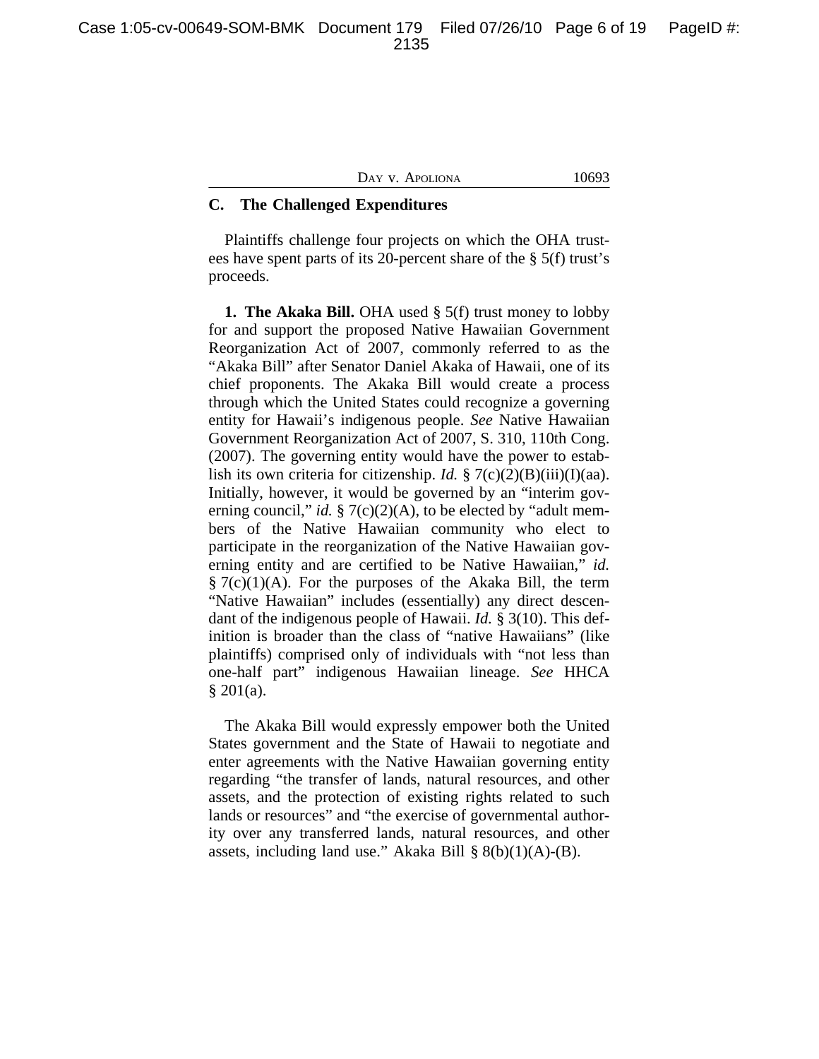## C. The Challenged Expenditures

Plaintiffs challenge four projects on which the OHA trustees have spent parts of its 20-percent share of the § 5(f) trust's proceeds.

**1. The Akaka Bill.** OHA used § 5(f) trust money to lobby for and support the proposed Native Hawaiian Government Reorganization Act of 2007, commonly referred to as the "Akaka Bill" after Senator Daniel Akaka of Hawaii, one of its chief proponents. The Akaka Bill would create a process through which the United States could recognize a governing entity for Hawaii's indigenous people. *See* Native Hawaiian Government Reorganization Act of 2007, S. 310, 110th Cong. (2007). The governing entity would have the power to establish its own criteria for citizenship. *Id.* § 7(c)(2)(B)(iii)(I)(aa). Initially, however, it would be governed by an "interim governing council," *id.* § 7(c)(2)(A), to be elected by "adult members of the Native Hawaiian community who elect to participate in the reorganization of the Native Hawaiian governing entity and are certified to be Native Hawaiian," *id.* § 7(c)(1)(A). For the purposes of the Akaka Bill, the term "Native Hawaiian" includes (essentially) any direct descendant of the indigenous people of Hawaii. *Id.* § 3(10). This definition is broader than the class of "native Hawaiians" (like plaintiffs) comprised only of individuals with "not less than one-half part" indigenous Hawaiian lineage. *See* HHCA § 201(a).

The Akaka Bill would expressly empower both the United States government and the State of Hawaii to negotiate and enter agreements with the Native Hawaiian governing entity regarding "the transfer of lands, natural resources, and other assets, and the protection of existing rights related to such lands or resources" and "the exercise of governmental authority over any transferred lands, natural resources, and other assets, including land use." Akaka Bill § 8(b)(1)(A)-(B).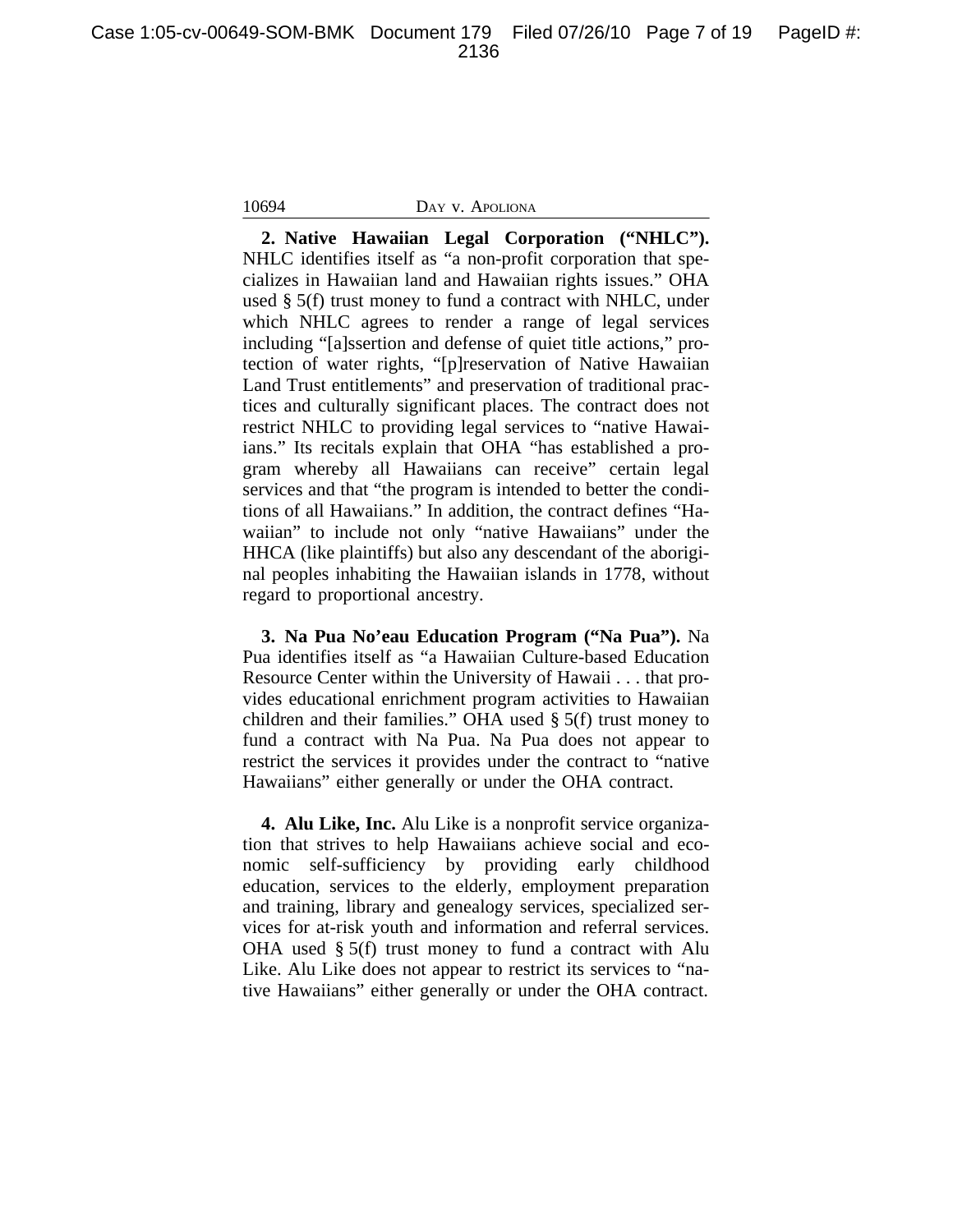**2. Native Hawaiian Legal Corporation ("NHLC").** NHLC identifies itself as "a non-profit corporation that specializes in Hawaiian land and Hawaiian rights issues." OHA used § 5(f) trust money to fund a contract with NHLC, under which NHLC agrees to render a range of legal services including "[a]ssertion and defense of quiet title actions," protection of water rights, "[p]reservation of Native Hawaiian Land Trust entitlements" and preservation of traditional practices and culturally significant places. The contract does not restrict NHLC to providing legal services to "native Hawaiians." Its recitals explain that OHA "has established a program whereby all Hawaiians can receive" certain legal services and that "the program is intended to better the conditions of all Hawaiians." In addition, the contract defines "Hawaiian" to include not only "native Hawaiians" under the HHCA (like plaintiffs) but also any descendant of the aboriginal peoples inhabiting the Hawaiian islands in 1778, without regard to proportional ancestry.

**3. Na Pua No'eau Education Program ("Na Pua").** Na Pua identifies itself as "a Hawaiian Culture-based Education Resource Center within the University of Hawaii . . . that provides educational enrichment program activities to Hawaiian children and their families." OHA used § 5(f) trust money to fund a contract with Na Pua. Na Pua does not appear to restrict the services it provides under the contract to "native Hawaiians" either generally or under the OHA contract.

**4. Alu Like, Inc.** Alu Like is a nonprofit service organization that strives to help Hawaiians achieve social and economic self-sufficiency by providing early childhood education, services to the elderly, employment preparation and training, library and genealogy services, specialized services for at-risk youth and information and referral services. OHA used § 5(f) trust money to fund a contract with Alu Like. Alu Like does not appear to restrict its services to "native Hawaiians" either generally or under the OHA contract.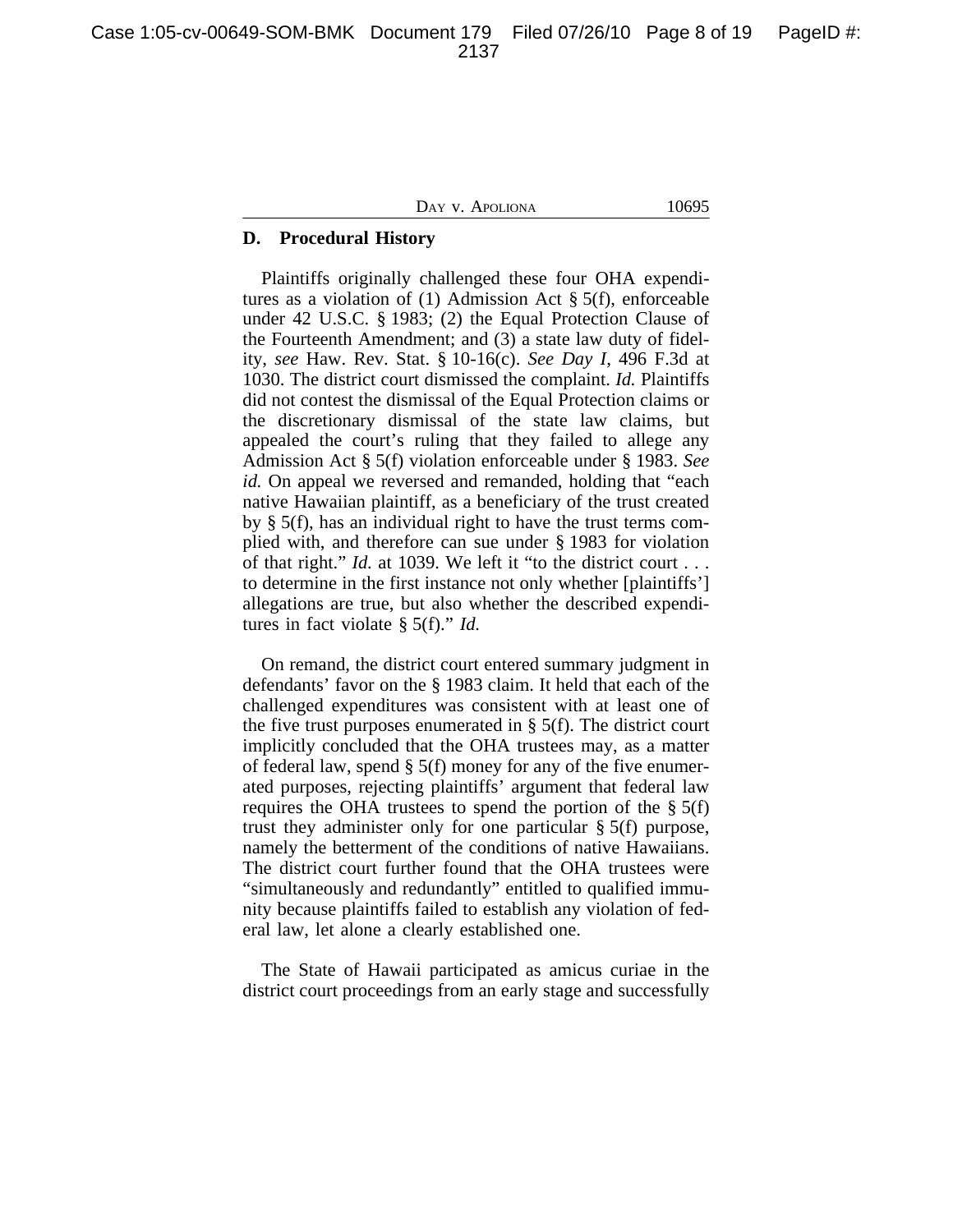## D. Procedural History

Plaintiffs originally challenged these four OHA expenditures as a violation of (1) Admission Act § 5(f), enforceable under 42 U.S.C. § 1983; (2) the Equal Protection Clause of the Fourteenth Amendment; and (3) a state law duty of fidelity, *see* Haw. Rev. Stat. § 10-16(c). *See Day I*, 496 F.3d at 1030. The district court dismissed the complaint. *Id.* Plaintiffs did not contest the dismissal of the Equal Protection claims or the discretionary dismissal of the state law claims, but appealed the court's ruling that they failed to allege any Admission Act § 5(f) violation enforceable under § 1983. *See id.* On appeal we reversed and remanded, holding that "each native Hawaiian plaintiff, as a beneficiary of the trust created by § 5(f), has an individual right to have the trust terms complied with, and therefore can sue under § 1983 for violation of that right." *Id.* at 1039. We left it "to the district court . . . to determine in the first instance not only whether [plaintiffs'] allegations are true, but also whether the described expenditures in fact violate § 5(f)." *Id.*

On remand, the district court entered summary judgment in defendants' favor on the § 1983 claim. It held that each of the challenged expenditures was consistent with at least one of the five trust purposes enumerated in § 5(f). The district court implicitly concluded that the OHA trustees may, as a matter of federal law, spend § 5(f) money for any of the five enumerated purposes, rejecting plaintiffs' argument that federal law requires the OHA trustees to spend the portion of the § 5(f) trust they administer only for one particular § 5(f) purpose, namely the betterment of the conditions of native Hawaiians. The district court further found that the OHA trustees were "simultaneously and redundantly" entitled to qualified immunity because plaintiffs failed to establish any violation of federal law, let alone a clearly established one.

The State of Hawaii participated as amicus curiae in the district court proceedings from an early stage and successfully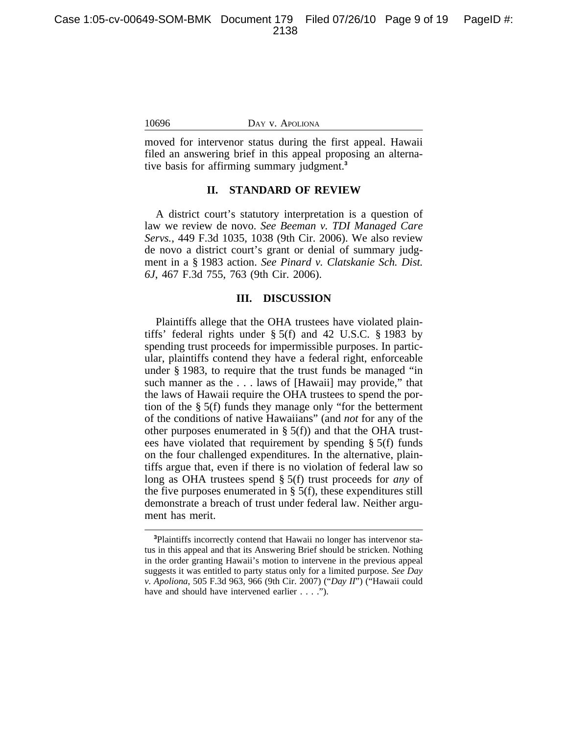moved for intervenor status during the first appeal. Hawaii filed an answering brief in this appeal proposing an alternative basis for affirming summary judgment.[3]

## II. STANDARD OF REVIEW

A district court's statutory interpretation is a question of law we review de novo. *See Beeman v. TDI Managed Care Servs.*, 449 F.3d 1035, 1038 (9th Cir. 2006). We also review de novo a district court's grant or denial of summary judgment in a § 1983 action. *See Pinard v. Clatskanie Sch. Dist. 6J*, 467 F.3d 755, 763 (9th Cir. 2006).

## III. DISCUSSION

Plaintiffs allege that the OHA trustees have violated plaintiffs' federal rights under § 5(f) and 42 U.S.C. § 1983 by spending trust proceeds for impermissible purposes. In particular, plaintiffs contend they have a federal right, enforceable under § 1983, to require that the trust funds be managed "in such manner as the . . . laws of [Hawaii] may provide," that the laws of Hawaii require the OHA trustees to spend the portion of the § 5(f) funds they manage only "for the betterment of the conditions of native Hawaiians" (and *not* for any of the other purposes enumerated in § 5(f)) and that the OHA trustees have violated that requirement by spending § 5(f) funds on the four challenged expenditures. In the alternative, plaintiffs argue that, even if there is no violation of federal law so long as OHA trustees spend § 5(f) trust proceeds for *any* of the five purposes enumerated in § 5(f), these expenditures still demonstrate a breach of trust under federal law. Neither argument has merit.

---

[3]Plaintiffs incorrectly contend that Hawaii no longer has intervenor status in this appeal and that its Answering Brief should be stricken. Nothing in the order granting Hawaii's motion to intervene in the previous appeal suggests it was entitled to party status only for a limited purpose. *See Day v. Apoliona*, 505 F.3d 963, 966 (9th Cir. 2007) ("*Day II*") ("Hawaii could have and should have intervened earlier . . . .").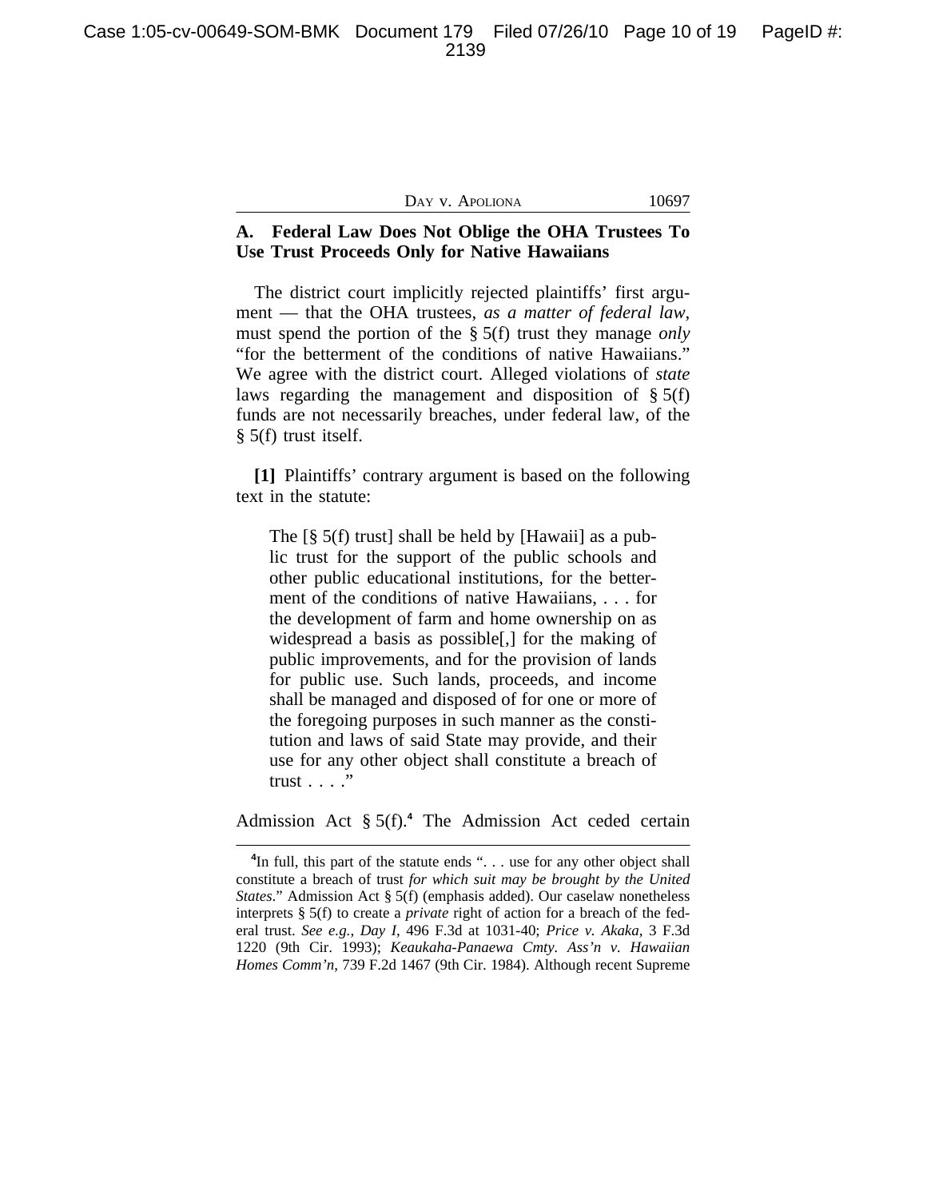## A. Federal Law Does Not Oblige the OHA Trustees To Use Trust Proceeds Only for Native Hawaiians

The district court implicitly rejected plaintiffs' first argument — that the OHA trustees, *as a matter of federal law*, must spend the portion of the § 5(f) trust they manage *only* "for the betterment of the conditions of native Hawaiians." We agree with the district court. Alleged violations of *state* laws regarding the management and disposition of § 5(f) funds are not necessarily breaches, under federal law, of the § 5(f) trust itself.

**[1]** Plaintiffs' contrary argument is based on the following text in the statute:

> The [§ 5(f) trust] shall be held by [Hawaii] as a public trust for the support of the public schools and other public educational institutions, for the betterment of the conditions of native Hawaiians, . . . for the development of farm and home ownership on as widespread a basis as possible[,] for the making of public improvements, and for the provision of lands for public use. Such lands, proceeds, and income shall be managed and disposed of for one or more of the foregoing purposes in such manner as the constitution and laws of said State may provide, and their use for any other object shall constitute a breach of trust . . . ."

Admission Act § 5(f).[4] The Admission Act ceded certain

---

[4]In full, this part of the statute ends ". . . use for any other object shall constitute a breach of trust *for which suit may be brought by the United States*." Admission Act § 5(f) (emphasis added). Our caselaw nonetheless interprets § 5(f) to create a *private* right of action for a breach of the federal trust. *See e.g., Day I*, 496 F.3d at 1031-40; *Price v. Akaka*, 3 F.3d 1220 (9th Cir. 1993); *Keaukaha-Panaewa Cmty. Ass'n v. Hawaiian Homes Comm'n*, 739 F.2d 1467 (9th Cir. 1984). Although recent Supreme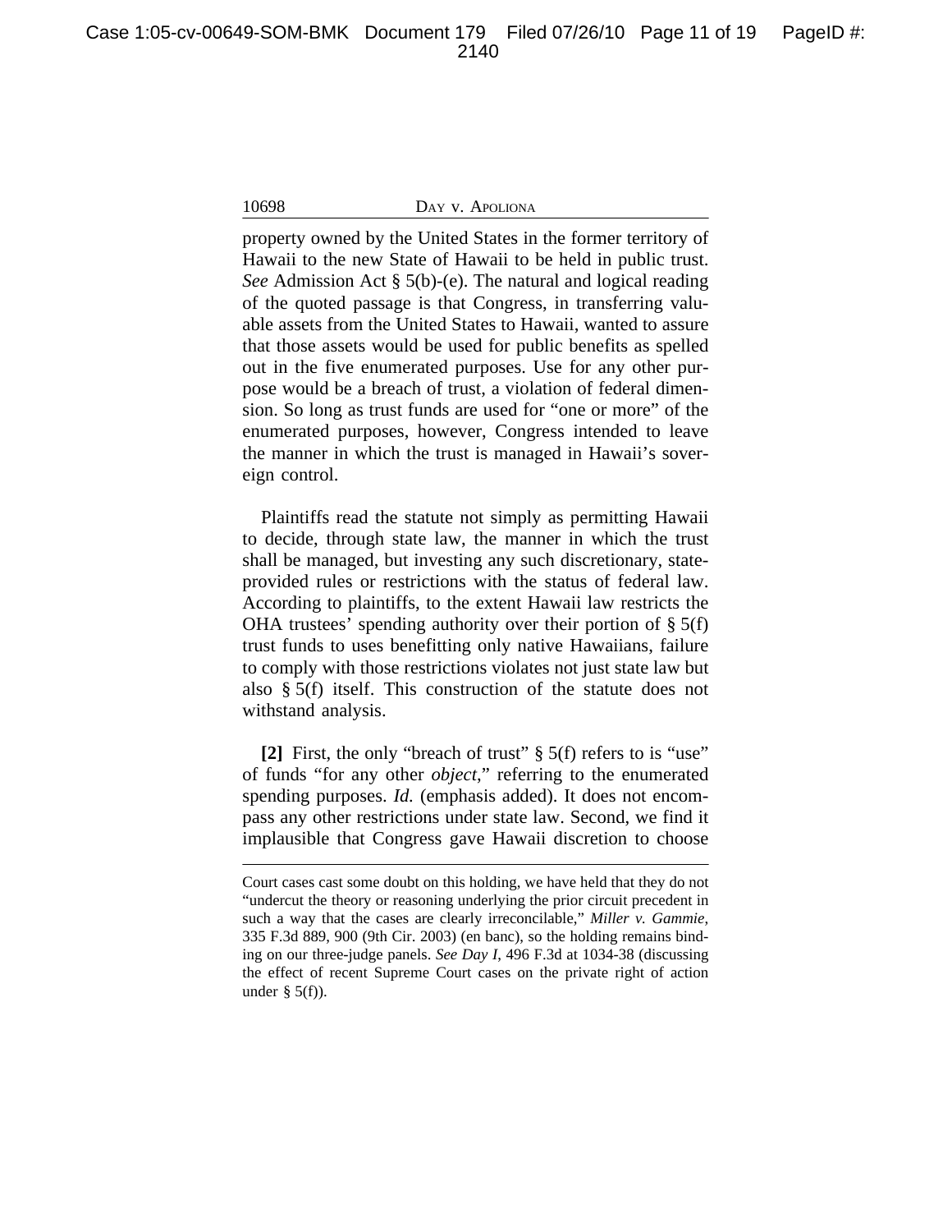property owned by the United States in the former territory of Hawaii to the new State of Hawaii to be held in public trust. *See* Admission Act § 5(b)-(e). The natural and logical reading of the quoted passage is that Congress, in transferring valuable assets from the United States to Hawaii, wanted to assure that those assets would be used for public benefits as spelled out in the five enumerated purposes. Use for any other purpose would be a breach of trust, a violation of federal dimension. So long as trust funds are used for "one or more" of the enumerated purposes, however, Congress intended to leave the manner in which the trust is managed in Hawaii's sovereign control.

Plaintiffs read the statute not simply as permitting Hawaii to decide, through state law, the manner in which the trust shall be managed, but investing any such discretionary, state-provided rules or restrictions with the status of federal law. According to plaintiffs, to the extent Hawaii law restricts the OHA trustees' spending authority over their portion of § 5(f) trust funds to uses benefitting only native Hawaiians, failure to comply with those restrictions violates not just state law but also § 5(f) itself. This construction of the statute does not withstand analysis.

**[2]** First, the only "breach of trust" § 5(f) refers to is "use" of funds "for any other *object*," referring to the enumerated spending purposes. *Id.* (emphasis added). It does not encompass any other restrictions under state law. Second, we find it implausible that Congress gave Hawaii discretion to choose

---

Court cases cast some doubt on this holding, we have held that they do not "undercut the theory or reasoning underlying the prior circuit precedent in such a way that the cases are clearly irreconcilable," *Miller v. Gammie*, 335 F.3d 889, 900 (9th Cir. 2003) (en banc), so the holding remains binding on our three-judge panels. *See Day I*, 496 F.3d at 1034-38 (discussing the effect of recent Supreme Court cases on the private right of action under § 5(f)).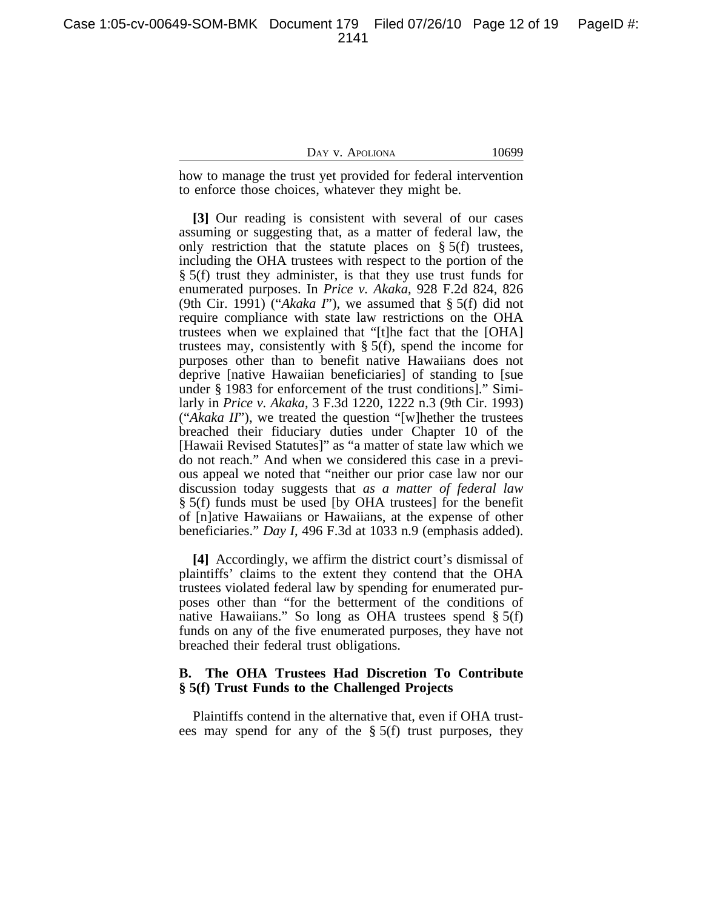how to manage the trust yet provided for federal intervention to enforce those choices, whatever they might be.

**[3]** Our reading is consistent with several of our cases assuming or suggesting that, as a matter of federal law, the only restriction that the statute places on § 5(f) trustees, including the OHA trustees with respect to the portion of the § 5(f) trust they administer, is that they use trust funds for enumerated purposes. In *Price v. Akaka*, 928 F.2d 824, 826 (9th Cir. 1991) ("*Akaka I*"), we assumed that § 5(f) did not require compliance with state law restrictions on the OHA trustees when we explained that "[t]he fact that the [OHA] trustees may, consistently with § 5(f), spend the income for purposes other than to benefit native Hawaiians does not deprive [native Hawaiian beneficiaries] of standing to [sue under § 1983 for enforcement of the trust conditions]." Similarly in *Price v. Akaka*, 3 F.3d 1220, 1222 n.3 (9th Cir. 1993) ("*Akaka II*"), we treated the question "[w]hether the trustees breached their fiduciary duties under Chapter 10 of the [Hawaii Revised Statutes]" as "a matter of state law which we do not reach." And when we considered this case in a previous appeal we noted that "neither our prior case law nor our discussion today suggests that *as a matter of federal law* § 5(f) funds must be used [by OHA trustees] for the benefit of [n]ative Hawaiians or Hawaiians, at the expense of other beneficiaries." *Day I*, 496 F.3d at 1033 n.9 (emphasis added).

**[4]** Accordingly, we affirm the district court's dismissal of plaintiffs' claims to the extent they contend that the OHA trustees violated federal law by spending for enumerated purposes other than "for the betterment of the conditions of native Hawaiians." So long as OHA trustees spend § 5(f) funds on any of the five enumerated purposes, they have not breached their federal trust obligations.

### B. The OHA Trustees Had Discretion To Contribute § 5(f) Trust Funds to the Challenged Projects

Plaintiffs contend in the alternative that, even if OHA trustees may spend for any of the § 5(f) trust purposes, they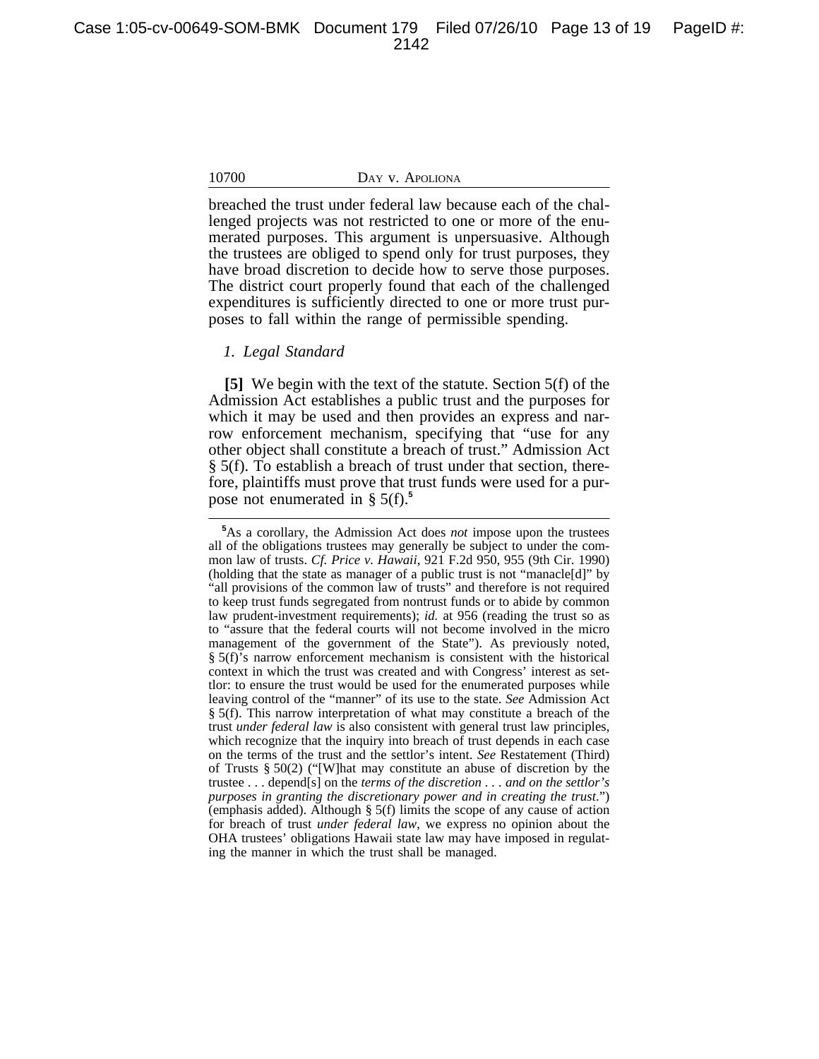breached the trust under federal law because each of the challenged projects was not restricted to one or more of the enumerated purposes. This argument is unpersuasive. Although the trustees are obliged to spend only for trust purposes, they have broad discretion to decide how to serve those purposes. The district court properly found that each of the challenged expenditures is sufficiently directed to one or more trust purposes to fall within the range of permissible spending.

### *1. Legal Standard*

**[5]** We begin with the text of the statute. Section 5(f) of the Admission Act establishes a public trust and the purposes for which it may be used and then provides an express and narrow enforcement mechanism, specifying that "use for any other object shall constitute a breach of trust." Admission Act § 5(f). To establish a breach of trust under that section, therefore, plaintiffs must prove that trust funds were used for a purpose not enumerated in § 5(f).[5]

---

[5]As a corollary, the Admission Act does *not* impose upon the trustees all of the obligations trustees may generally be subject to under the common law of trusts. *Cf. Price v. Hawaii*, 921 F.2d 950, 955 (9th Cir. 1990) (holding that the state as manager of a public trust is not "manacle[d]" by "all provisions of the common law of trusts" and therefore is not required to keep trust funds segregated from nontrust funds or to abide by common law prudent-investment requirements); *id.* at 956 (reading the trust so as to "assure that the federal courts will not become involved in the micro management of the government of the State"). As previously noted, § 5(f)'s narrow enforcement mechanism is consistent with the historical context in which the trust was created and with Congress' interest as settlor: to ensure the trust would be used for the enumerated purposes while leaving control of the "manner" of its use to the state. *See* Admission Act § 5(f). This narrow interpretation of what may constitute a breach of the trust *under federal law* is also consistent with general trust law principles, which recognize that the inquiry into breach of trust depends in each case on the terms of the trust and the settlor's intent. *See* Restatement (Third) of Trusts § 50(2) ("[W]hat may constitute an abuse of discretion by the trustee . . . depend[s] on the *terms of the discretion . . . and on the settlor's purposes in granting the discretionary power and in creating the trust*.") (emphasis added). Although § 5(f) limits the scope of any cause of action for breach of trust *under federal law*, we express no opinion about the OHA trustees' obligations Hawaii state law may have imposed in regulating the manner in which the trust shall be managed.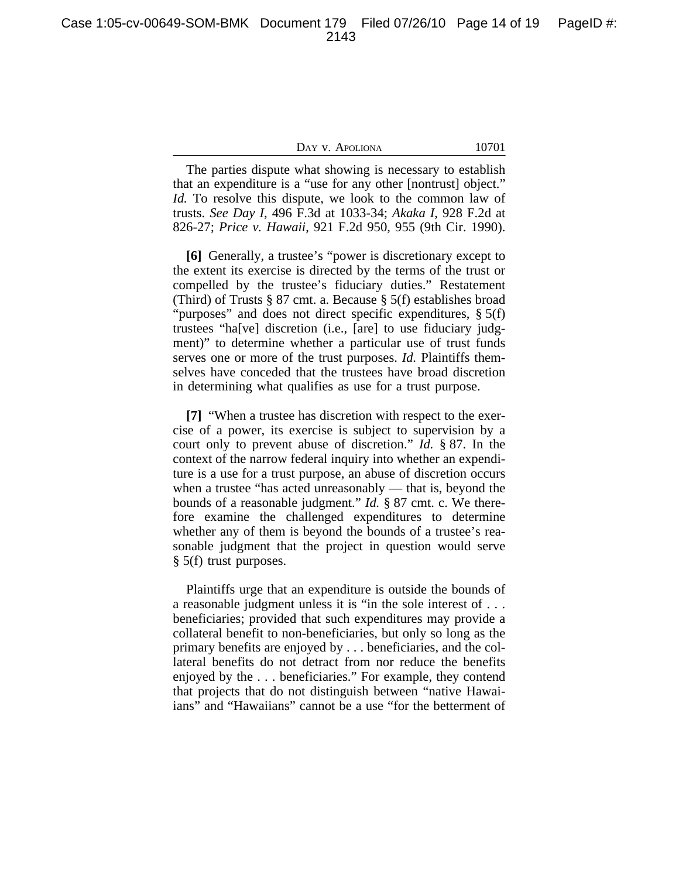The parties dispute what showing is necessary to establish that an expenditure is a "use for any other [nontrust] object." *Id.* To resolve this dispute, we look to the common law of trusts. *See Day I*, 496 F.3d at 1033-34; *Akaka I*, 928 F.2d at 826-27; *Price v. Hawaii*, 921 F.2d 950, 955 (9th Cir. 1990).

**[6]** Generally, a trustee's "power is discretionary except to the extent its exercise is directed by the terms of the trust or compelled by the trustee's fiduciary duties." Restatement (Third) of Trusts § 87 cmt. a. Because § 5(f) establishes broad "purposes" and does not direct specific expenditures, § 5(f) trustees "ha[ve] discretion (i.e., [are] to use fiduciary judgment)" to determine whether a particular use of trust funds serves one or more of the trust purposes. *Id.* Plaintiffs themselves have conceded that the trustees have broad discretion in determining what qualifies as use for a trust purpose.

**[7]** "When a trustee has discretion with respect to the exercise of a power, its exercise is subject to supervision by a court only to prevent abuse of discretion." *Id.* § 87. In the context of the narrow federal inquiry into whether an expenditure is a use for a trust purpose, an abuse of discretion occurs when a trustee "has acted unreasonably — that is, beyond the bounds of a reasonable judgment." *Id.* § 87 cmt. c. We therefore examine the challenged expenditures to determine whether any of them is beyond the bounds of a trustee's reasonable judgment that the project in question would serve § 5(f) trust purposes.

Plaintiffs urge that an expenditure is outside the bounds of a reasonable judgment unless it is "in the sole interest of . . . beneficiaries; provided that such expenditures may provide a collateral benefit to non-beneficiaries, but only so long as the primary benefits are enjoyed by . . . beneficiaries, and the collateral benefits do not detract from nor reduce the benefits enjoyed by the . . . beneficiaries." For example, they contend that projects that do not distinguish between "native Hawaiians" and "Hawaiians" cannot be a use "for the betterment of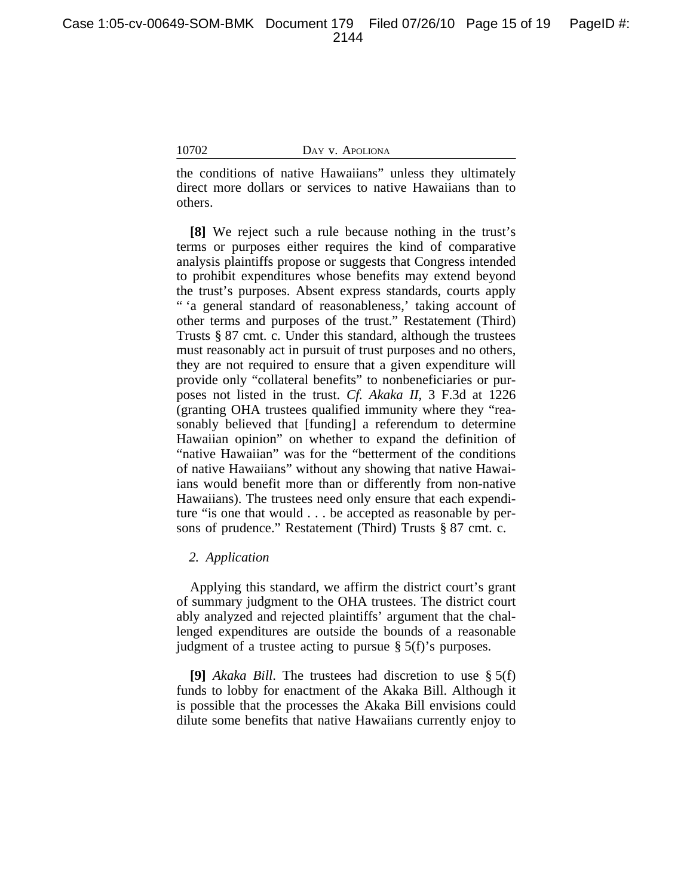the conditions of native Hawaiians" unless they ultimately direct more dollars or services to native Hawaiians than to others.

**[8]** We reject such a rule because nothing in the trust's terms or purposes either requires the kind of comparative analysis plaintiffs propose or suggests that Congress intended to prohibit expenditures whose benefits may extend beyond the trust's purposes. Absent express standards, courts apply " 'a general standard of reasonableness,' taking account of other terms and purposes of the trust." Restatement (Third) Trusts § 87 cmt. c. Under this standard, although the trustees must reasonably act in pursuit of trust purposes and no others, they are not required to ensure that a given expenditure will provide only "collateral benefits" to nonbeneficiaries or purposes not listed in the trust. *Cf. Akaka II*, 3 F.3d at 1226 (granting OHA trustees qualified immunity where they "reasonably believed that [funding] a referendum to determine Hawaiian opinion" on whether to expand the definition of "native Hawaiian" was for the "betterment of the conditions of native Hawaiians" without any showing that native Hawaiians would benefit more than or differently from non-native Hawaiians). The trustees need only ensure that each expenditure "is one that would . . . be accepted as reasonable by persons of prudence." Restatement (Third) Trusts § 87 cmt. c.

*2. Application*

Applying this standard, we affirm the district court's grant of summary judgment to the OHA trustees. The district court ably analyzed and rejected plaintiffs' argument that the challenged expenditures are outside the bounds of a reasonable judgment of a trustee acting to pursue § 5(f)'s purposes.

**[9]** *Akaka Bill*. The trustees had discretion to use § 5(f) funds to lobby for enactment of the Akaka Bill. Although it is possible that the processes the Akaka Bill envisions could dilute some benefits that native Hawaiians currently enjoy to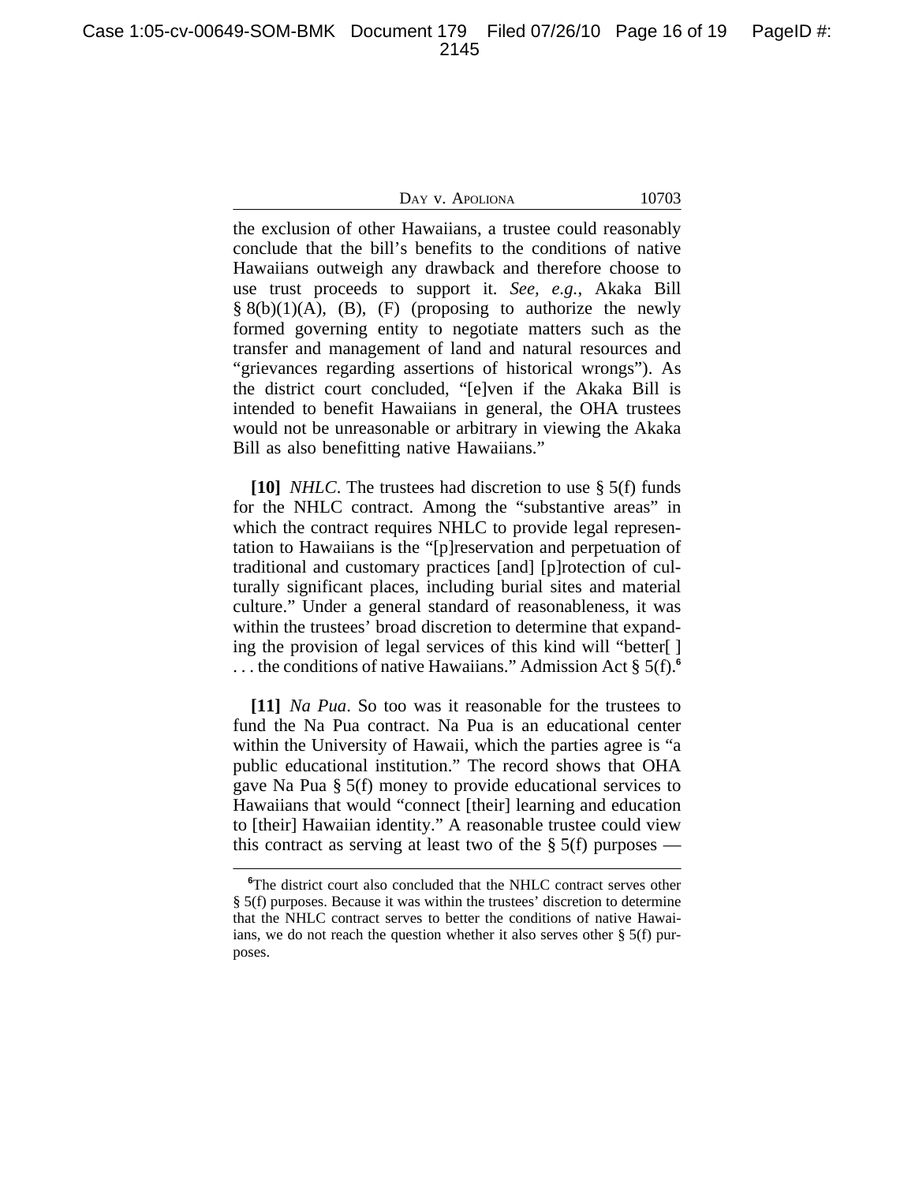the exclusion of other Hawaiians, a trustee could reasonably conclude that the bill's benefits to the conditions of native Hawaiians outweigh any drawback and therefore choose to use trust proceeds to support it. *See, e.g.*, Akaka Bill § 8(b)(1)(A), (B), (F) (proposing to authorize the newly formed governing entity to negotiate matters such as the transfer and management of land and natural resources and "grievances regarding assertions of historical wrongs"). As the district court concluded, "[e]ven if the Akaka Bill is intended to benefit Hawaiians in general, the OHA trustees would not be unreasonable or arbitrary in viewing the Akaka Bill as also benefitting native Hawaiians."

**[10]** *NHLC*. The trustees had discretion to use § 5(f) funds for the NHLC contract. Among the "substantive areas" in which the contract requires NHLC to provide legal representation to Hawaiians is the "[p]reservation and perpetuation of traditional and customary practices [and] [p]rotection of culturally significant places, including burial sites and material culture." Under a general standard of reasonableness, it was within the trustees' broad discretion to determine that expanding the provision of legal services of this kind will "better[ ] . . . the conditions of native Hawaiians." Admission Act § 5(f).[6]

**[11]** *Na Pua*. So too was it reasonable for the trustees to fund the Na Pua contract. Na Pua is an educational center within the University of Hawaii, which the parties agree is "a public educational institution." The record shows that OHA gave Na Pua § 5(f) money to provide educational services to Hawaiians that would "connect [their] learning and education to [their] Hawaiian identity." A reasonable trustee could view this contract as serving at least two of the § 5(f) purposes —

---

[6]The district court also concluded that the NHLC contract serves other § 5(f) purposes. Because it was within the trustees' discretion to determine that the NHLC contract serves to better the conditions of native Hawaiians, we do not reach the question whether it also serves other § 5(f) purposes.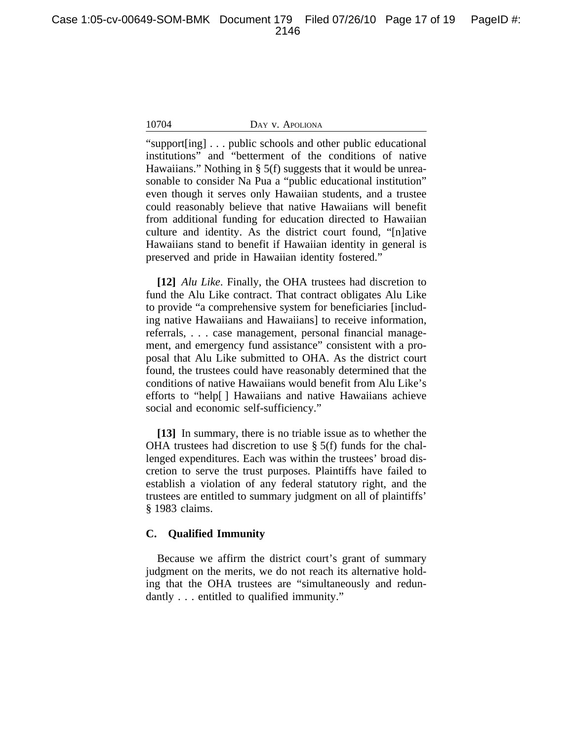"support[ing] . . . public schools and other public educational institutions" and "betterment of the conditions of native Hawaiians." Nothing in § 5(f) suggests that it would be unreasonable to consider Na Pua a "public educational institution" even though it serves only Hawaiian students, and a trustee could reasonably believe that native Hawaiians will benefit from additional funding for education directed to Hawaiian culture and identity. As the district court found, "[n]ative Hawaiians stand to benefit if Hawaiian identity in general is preserved and pride in Hawaiian identity fostered."

**[12]** *Alu Like*. Finally, the OHA trustees had discretion to fund the Alu Like contract. That contract obligates Alu Like to provide "a comprehensive system for beneficiaries [including native Hawaiians and Hawaiians] to receive information, referrals, . . . case management, personal financial management, and emergency fund assistance" consistent with a proposal that Alu Like submitted to OHA. As the district court found, the trustees could have reasonably determined that the conditions of native Hawaiians would benefit from Alu Like's efforts to "help[ ] Hawaiians and native Hawaiians achieve social and economic self-sufficiency."

**[13]** In summary, there is no triable issue as to whether the OHA trustees had discretion to use § 5(f) funds for the challenged expenditures. Each was within the trustees' broad discretion to serve the trust purposes. Plaintiffs have failed to establish a violation of any federal statutory right, and the trustees are entitled to summary judgment on all of plaintiffs' § 1983 claims.

### C. Qualified Immunity

Because we affirm the district court's grant of summary judgment on the merits, we do not reach its alternative holding that the OHA trustees are "simultaneously and redundantly . . . entitled to qualified immunity."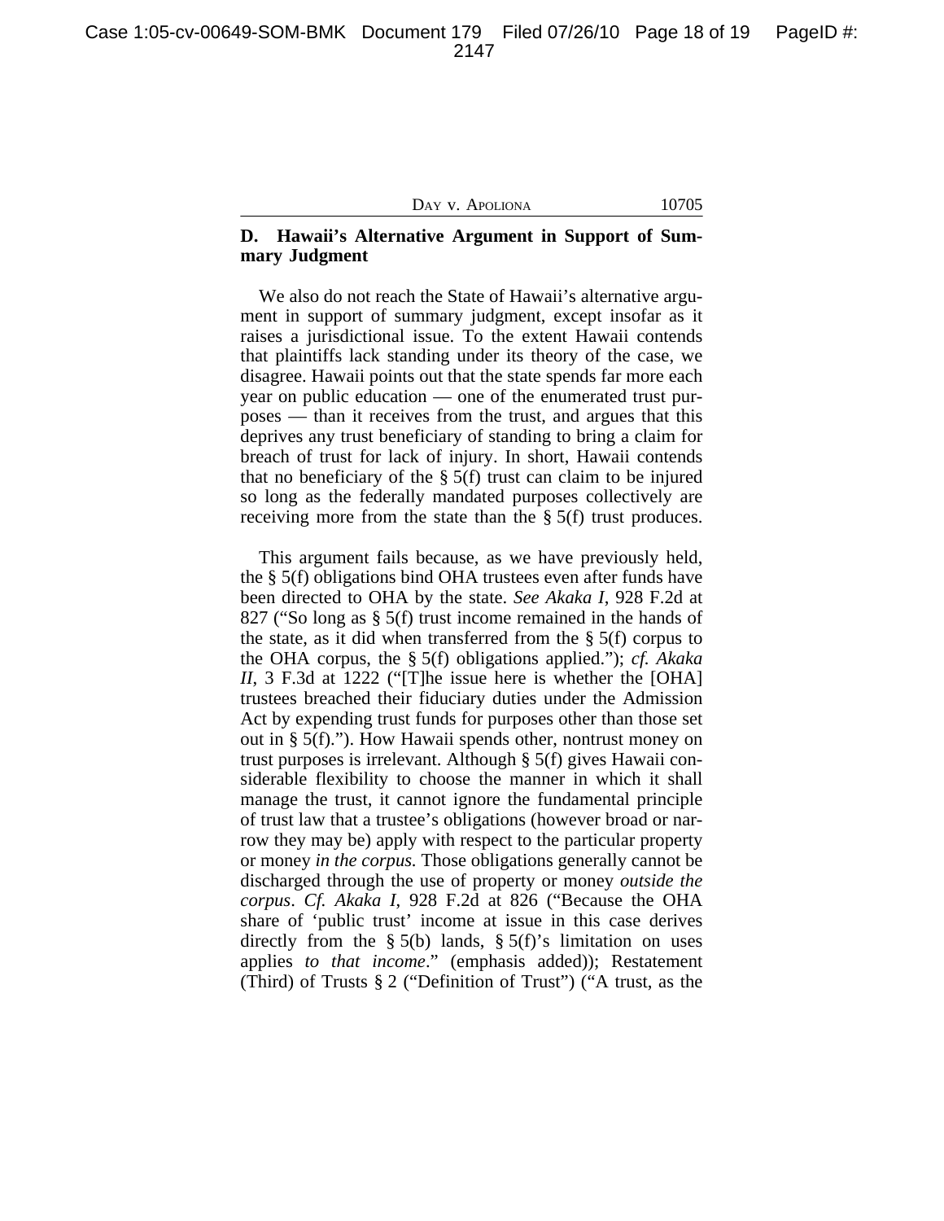### D. Hawaii's Alternative Argument in Support of Summary Judgment

We also do not reach the State of Hawaii's alternative argument in support of summary judgment, except insofar as it raises a jurisdictional issue. To the extent Hawaii contends that plaintiffs lack standing under its theory of the case, we disagree. Hawaii points out that the state spends far more each year on public education — one of the enumerated trust purposes — than it receives from the trust, and argues that this deprives any trust beneficiary of standing to bring a claim for breach of trust for lack of injury. In short, Hawaii contends that no beneficiary of the § 5(f) trust can claim to be injured so long as the federally mandated purposes collectively are receiving more from the state than the § 5(f) trust produces.

This argument fails because, as we have previously held, the § 5(f) obligations bind OHA trustees even after funds have been directed to OHA by the state. *See Akaka I*, 928 F.2d at 827 ("So long as § 5(f) trust income remained in the hands of the state, as it did when transferred from the § 5(f) corpus to the OHA corpus, the § 5(f) obligations applied."); *cf. Akaka II*, 3 F.3d at 1222 ("[T]he issue here is whether the [OHA] trustees breached their fiduciary duties under the Admission Act by expending trust funds for purposes other than those set out in § 5(f)."). How Hawaii spends other, nontrust money on trust purposes is irrelevant. Although § 5(f) gives Hawaii considerable flexibility to choose the manner in which it shall manage the trust, it cannot ignore the fundamental principle of trust law that a trustee's obligations (however broad or narrow they may be) apply with respect to the particular property or money *in the corpus*. Those obligations generally cannot be discharged through the use of property or money *outside the corpus*. *Cf. Akaka I*, 928 F.2d at 826 ("Because the OHA share of 'public trust' income at issue in this case derives directly from the § 5(b) lands, § 5(f)'s limitation on uses applies *to that income*." (emphasis added)); Restatement (Third) of Trusts § 2 ("Definition of Trust") ("A trust, as the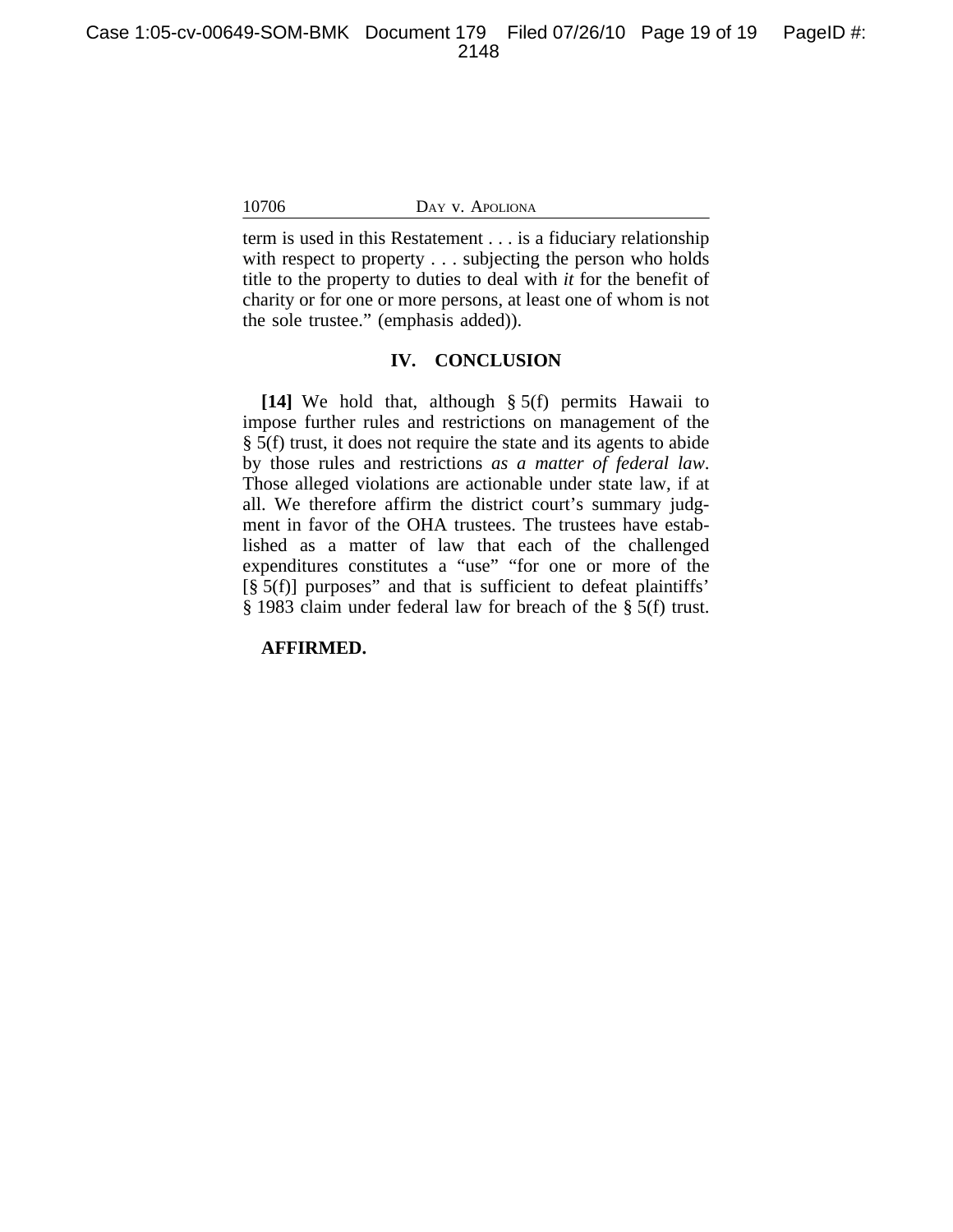term is used in this Restatement . . . is a fiduciary relationship with respect to property . . . subjecting the person who holds title to the property to duties to deal with *it* for the benefit of charity or for one or more persons, at least one of whom is not the sole trustee." (emphasis added)).

## IV. CONCLUSION

**[14]** We hold that, although § 5(f) permits Hawaii to impose further rules and restrictions on management of the § 5(f) trust, it does not require the state and its agents to abide by those rules and restrictions *as a matter of federal law*. Those alleged violations are actionable under state law, if at all. We therefore affirm the district court's summary judgment in favor of the OHA trustees. The trustees have established as a matter of law that each of the challenged expenditures constitutes a "use" "for one or more of the [§ 5(f)] purposes" and that is sufficient to defeat plaintiffs' § 1983 claim under federal law for breach of the § 5(f) trust.

**AFFIRMED.**